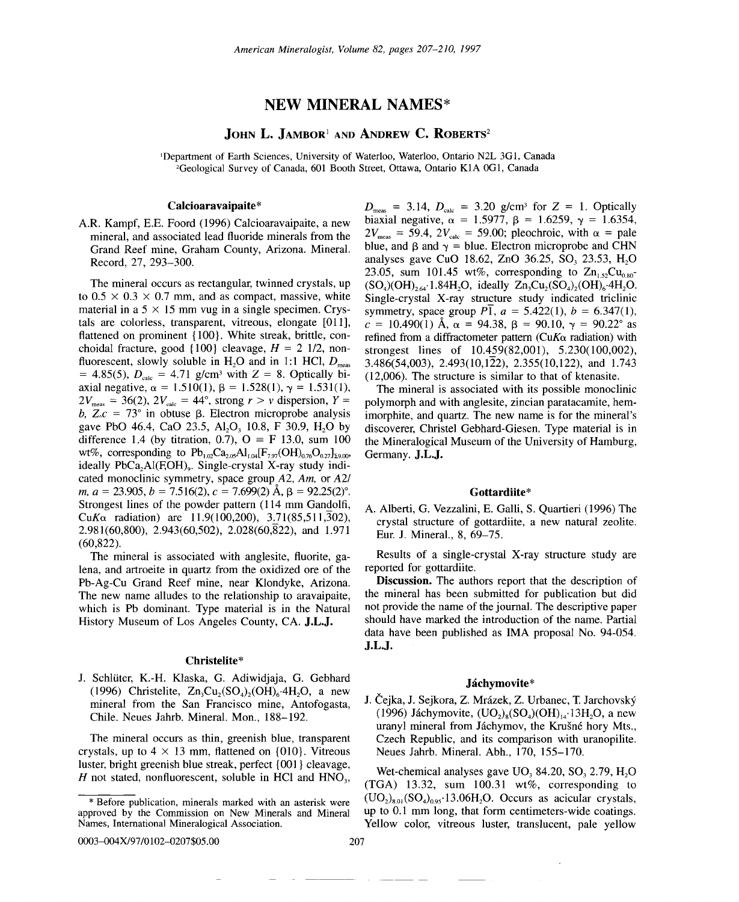# NEW MINERAL NAMES*

**John L. Jambor**[1] **and Andrew C. Roberts**[2]

[1]Department of Earth Sciences, University of Waterloo, Waterloo, Ontario N2L 3G1, Canada
[2]Geological Survey of Canada, 601 Booth Street, Ottawa, Ontario K1A 0G1, Canada

## Calcioaravaipaite*

A.R. Kampf, E.E. Foord (1996) Calcioaravaipaite, a new mineral, and associated lead fluoride minerals from the Grand Reef mine, Graham County, Arizona. Mineral. Record, 27, 293–300.

The mineral occurs as rectangular, twinned crystals, up to 0.5 × 0.3 × 0.7 mm, and as compact, massive, white material in a 5 × 15 mm vug in a single specimen. Crystals are colorless, transparent, vitreous, elongate [011], flattened on prominent {100}. White streak, brittle, conchoidal fracture, good {100} cleavage, $H = 2\ 1/2$, nonfluorescent, slowly soluble in $H_2O$ and in 1:1 HCl, $D_{meas} = 4.85(5)$, $D_{calc} = 4.71$ g/cm$^3$ with $Z = 8$. Optically biaxial negative, $\alpha = 1.510(1)$, $\beta = 1.528(1)$, $\gamma = 1.531(1)$, $2V_{meas} = 36(2)$, $2V_{calc} = 44°$, strong $r > v$ dispersion, $Y = b$, $Z$:$c = 73°$ in obtuse $\beta$. Electron microprobe analysis gave PbO 46.4, CaO 23.5, $Al_2O_3$ 10.8, F 30.9, $H_2O$ by difference 1.4 (by titration, 0.7), O ≡ F 13.0, sum 100 wt%, corresponding to $Pb_{1.02}Ca_{2.05}Al_{1.04}[F_{7.97}(OH)_{0.76}O_{0.27}]_{\Sigma 9.00}$, ideally $PbCa_2Al(F,OH)_9$. Single-crystal X-ray study indicated monoclinic symmetry, space group $A2$, $Am$, or $A2/m$, $a = 23.905$, $b = 7.516(2)$, $c = 7.699(2)$ Å, $\beta = 92.25(2)°$. Strongest lines of the powder pattern (114 mm Gandolfi, CuK$\alpha$ radiation) are 11.9(100,200), 3.71(85,511,$\bar{3}$02), 2.981(60,800), 2.943(60,502), 2.028(60,$\bar{8}$22), and 1.971 (60,822).

The mineral is associated with anglesite, fluorite, galena, and artroeite in quartz from the oxidized ore of the Pb-Ag-Cu Grand Reef mine, near Klondyke, Arizona. The new name alludes to the relationship to aravaipaite, which is Pb dominant. Type material is in the Natural History Museum of Los Angeles County, CA. **J.L.J.**

## Christelite*

J. Schlüter, K.-H. Klaska, G. Adiwidjaja, G. Gebhard (1996) Christelite, $Zn_3Cu_2(SO_4)_2(OH)_6 \cdot 4H_2O$, a new mineral from the San Francisco mine, Antofogasta, Chile. Neues Jahrb. Mineral. Mon., 188–192.

The mineral occurs as thin, greenish blue, transparent crystals, up to 4 × 13 mm, flattened on {010}. Vitreous luster, bright greenish blue streak, perfect {001} cleavage, $H$ not stated, nonfluorescent, soluble in HCl and $HNO_3$, $D_{meas} = 3.14$, $D_{calc} = 3.20$ g/cm$^3$ for $Z = 1$. Optically biaxial negative, $\alpha = 1.5977$, $\beta = 1.6259$, $\gamma = 1.6354$, $2V_{meas} = 59.4$, $2V_{calc} = 59.00$; pleochroic, with $\alpha$ = pale blue, and $\beta$ and $\gamma$ = blue. Electron microprobe and CHN analyses gave CuO 18.62, ZnO 36.25, $SO_3$ 23.53, $H_2O$ 23.05, sum 101.45 wt%, corresponding to $Zn_{1.52}Cu_{0.80}(SO_4)(OH)_{2.64} \cdot 1.84H_2O$, ideally $Zn_3Cu_2(SO_4)_2(OH)_6 \cdot 4H_2O$. Single-crystal X-ray structure study indicated triclinic symmetry, space group $P\bar{1}$, $a = 5.422(1)$, $b = 6.347(1)$, $c = 10.490(1)$ Å, $\alpha = 94.38$, $\beta = 90.10$, $\gamma = 90.22°$ as refined from a diffractometer pattern (CuK$\alpha$ radiation) with strongest lines of 10.459(82,001), 5.230(100,002), 3.486(54,003), 2.493(10,1$\bar{2}$2), 2.355(10,122), and 1.743 (12,006). The structure is similar to that of ktenasite.

The mineral is associated with its possible monoclinic polymorph and with anglesite, zincian paratacamite, hemimorphite, and quartz. The new name is for the mineral's discoverer, Christel Gebhard-Giesen. Type material is in the Mineralogical Museum of the University of Hamburg, Germany. **J.L.J.**

## Gottardiite*

A. Alberti, G. Vezzalini, E. Galli, S. Quartieri (1996) The crystal structure of gottardiite, a new natural zeolite. Eur. J. Mineral., 8, 69–75.

Results of a single-crystal X-ray structure study are reported for gottardiite.

**Discussion.** The authors report that the description of the mineral has been submitted for publication but did not provide the name of the journal. The descriptive paper should have marked the introduction of the name. Partial data have been published as IMA proposal No. 94-054. **J.L.J.**

## Jáchymovite*

J. Čejka, J. Sejkora, Z. Mrázek, Z. Urbanec, T. Jarchovský (1996) Jáchymovite, $(UO_2)_8(SO_4)(OH)_{14} \cdot 13H_2O$, a new uranyl mineral from Jáchymov, the Krušné hory Mts., Czech Republic, and its comparison with uranopilite. Neues Jahrb. Mineral. Abh., 170, 155–170.

Wet-chemical analyses gave $UO_3$ 84.20, $SO_3$ 2.79, $H_2O$ (TGA) 13.32, sum 100.31 wt%, corresponding to $(UO_2)_{8.01}(SO_4)_{0.95} \cdot 13.06H_2O$. Occurs as acicular crystals, up to 0.1 mm long, that form centimeters-wide coatings. Yellow color, vitreous luster, translucent, pale yellow

* Before publication, minerals marked with an asterisk were approved by the Commission on New Minerals and Mineral Names, International Mineralogical Association.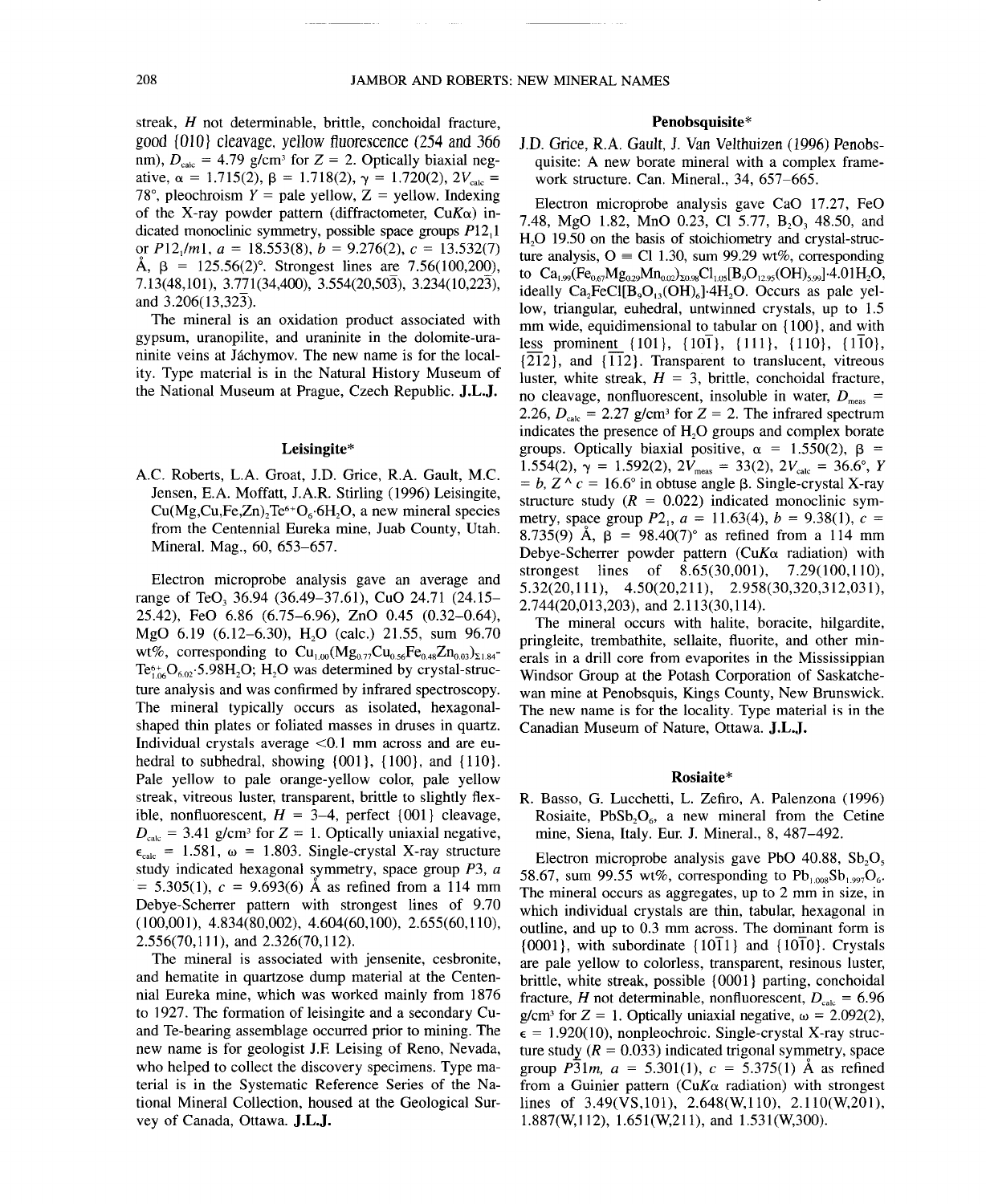streak, $H$ not determinable, brittle, conchoidal fracture, good {010} cleavage, yellow fluorescence (254 and 366 nm), $D_{calc}$ = 4.79 g/cm$^3$ for $Z$ = 2. Optically biaxial negative, $\alpha$ = 1.715(2), $\beta$ = 1.718(2), $\gamma$ = 1.720(2), $2V_{calc}$ = 78°, pleochroism $Y$ = pale yellow, $Z$ = yellow. Indexing of the X-ray powder pattern (diffractometer, Cu$K\alpha$) indicated monoclinic symmetry, possible space groups $P12_11$ or $P12_1/m1$, $a$ = 18.553(8), $b$ = 9.276(2), $c$ = 13.532(7) Å, $\beta$ = 125.56(2)°. Strongest lines are 7.56(100,200), 7.13(48,101), 3.771(34,400), 3.554(20,$50\bar{3}$), 3.234(10,$22\bar{3}$), and 3.206(13,$32\bar{3}$).

The mineral is an oxidation product associated with gypsum, uranopilite, and uraninite in the dolomite-uraninite veins at Jáchymov. The new name is for the locality. Type material is in the Natural History Museum of the National Museum at Prague, Czech Republic. **J.L.J.**

### Leisingite*

A.C. Roberts, L.A. Groat, J.D. Grice, R.A. Gault, M.C. Jensen, E.A. Moffatt, J.A.R. Stirling (1996) Leisingite, $Cu(Mg,Cu,Fe,Zn)_2Te^{6+}O_6 \cdot 6H_2O$, a new mineral species from the Centennial Eureka mine, Juab County, Utah. Mineral. Mag., 60, 653–657.

Electron microprobe analysis gave an average and range of $TeO_3$ 36.94 (36.49–37.61), CuO 24.71 (24.15–25.42), FeO 6.86 (6.75–6.96), ZnO 0.45 (0.32–0.64), MgO 6.19 (6.12–6.30), $H_2O$ (calc.) 21.55, sum 96.70 wt%, corresponding to $Cu_{1.00}(Mg_{0.77}Cu_{0.56}Fe_{0.48}Zn_{0.03})_{\Sigma 1.84}Te^{6+}_{1.06}O_{6.02} \cdot 5.98H_2O$; $H_2O$ was determined by crystal-structure analysis and was confirmed by infrared spectroscopy. The mineral typically occurs as isolated, hexagonal-shaped thin plates or foliated masses in druses in quartz. Individual crystals average <0.1 mm across and are euhedral to subhedral, showing {001}, {100}, and {110}. Pale yellow to pale orange-yellow color, pale yellow streak, vitreous luster, transparent, brittle to slightly flexible, nonfluorescent, $H$ = 3–4, perfect {001} cleavage, $D_{calc}$ = 3.41 g/cm$^3$ for $Z$ = 1. Optically uniaxial negative, $\epsilon_{calc}$ = 1.581, $\omega$ = 1.803. Single-crystal X-ray structure study indicated hexagonal symmetry, space group $P3$, $a$ = 5.305(1), $c$ = 9.693(6) Å as refined from a 114 mm Debye-Scherrer pattern with strongest lines of 9.70 (100,001), 4.834(80,002), 4.604(60,100), 2.655(60,110), 2.556(70,111), and 2.326(70,112).

The mineral is associated with jensenite, cesbronite, and hematite in quartzose dump material at the Centennial Eureka mine, which was worked mainly from 1876 to 1927. The formation of leisingite and a secondary Cu- and Te-bearing assemblage occurred prior to mining. The new name is for geologist J.F. Leising of Reno, Nevada, who helped to collect the discovery specimens. Type material is in the Systematic Reference Series of the National Mineral Collection, housed at the Geological Survey of Canada, Ottawa. **J.L.J.**

### Penobsquisite*

J.D. Grice, R.A. Gault, J. Van Velthuizen (1996) Penobsquisite: A new borate mineral with a complex framework structure. Can. Mineral., 34, 657–665.

Electron microprobe analysis gave CaO 17.27, FeO 7.48, MgO 1.82, MnO 0.23, Cl 5.77, $B_2O_3$ 48.50, and $H_2O$ 19.50 on the basis of stoichiometry and crystal-structure analysis, O ≡ Cl 1.30, sum 99.29 wt%, corresponding to $Ca_{1.99}(Fe_{0.67}Mg_{0.29}Mn_{0.02})_{\Sigma 0.98}Cl_{1.05}[B_9O_{12.95}(OH)_{5.99}] \cdot 4.01H_2O$, ideally $Ca_2FeCl[B_9O_{13}(OH)_6] \cdot 4H_2O$. Occurs as pale yellow, triangular, euhedral, untwinned crystals, up to 1.5 mm wide, equidimensional to tabular on {100}, and with less prominent {101}, {$10\bar{1}$}, {111}, {110}, {$1\bar{1}0$}, {$\bar{2}12$}, and {$\bar{1}\bar{1}2$}. Transparent to translucent, vitreous luster, white streak, $H$ = 3, brittle, conchoidal fracture, no cleavage, nonfluorescent, insoluble in water, $D_{meas}$ = 2.26, $D_{calc}$ = 2.27 g/cm$^3$ for $Z$ = 2. The infrared spectrum indicates the presence of $H_2O$ groups and complex borate groups. Optically biaxial positive, $\alpha$ = 1.550(2), $\beta$ = 1.554(2), $\gamma$ = 1.592(2), $2V_{meas}$ = 33(2), $2V_{calc}$ = 36.6°, $Y$ = $b$, $Z \wedge c$ = 16.6° in obtuse angle $\beta$. Single-crystal X-ray structure study ($R$ = 0.022) indicated monoclinic symmetry, space group $P2_1$, $a$ = 11.63(4), $b$ = 9.38(1), $c$ = 8.735(9) Å, $\beta$ = 98.40(7)° as refined from a 114 mm Debye-Scherrer powder pattern (Cu$K\alpha$ radiation) with strongest lines of 8.65(30,001), 7.29(100,110), 5.32(20,111), 4.50(20,211), 2.958(30,320,312,031), 2.744(20,013,203), and 2.113(30,114).

The mineral occurs with halite, boracite, hilgardite, pringleite, trembathite, sellaite, fluorite, and other minerals in a drill core from evaporites in the Mississippian Windsor Group at the Potash Corporation of Saskatchewan mine at Penobsquis, Kings County, New Brunswick. The new name is for the locality. Type material is in the Canadian Museum of Nature, Ottawa. **J.L.J.**

### Rosiaite*

R. Basso, G. Lucchetti, L. Zefiro, A. Palenzona (1996) Rosiaite, $PbSb_2O_6$, a new mineral from the Cetine mine, Siena, Italy. Eur. J. Mineral., 8, 487–492.

Electron microprobe analysis gave PbO 40.88, $Sb_2O_5$ 58.67, sum 99.55 wt%, corresponding to $Pb_{1.008}Sb_{1.997}O_6$. The mineral occurs as aggregates, up to 2 mm in size, in which individual crystals are thin, tabular, hexagonal in outline, and up to 0.3 mm across. The dominant form is {0001}, with subordinate {$10\bar{1}1$} and {$10\bar{1}0$}. Crystals are pale yellow to colorless, transparent, resinous luster, brittle, white streak, possible {0001} parting, conchoidal fracture, $H$ not determinable, nonfluorescent, $D_{calc}$ = 6.96 g/cm$^3$ for $Z$ = 1. Optically uniaxial negative, $\omega$ = 2.092(2), $\epsilon$ = 1.920(10), nonpleochroic. Single-crystal X-ray structure study ($R$ = 0.033) indicated trigonal symmetry, space group $P\bar{3}1m$, $a$ = 5.301(1), $c$ = 5.375(1) Å as refined from a Guinier pattern (Cu$K\alpha$ radiation) with strongest lines of 3.49(VS,101), 2.648(W,110), 2.110(W,201), 1.887(W,112), 1.651(W,211), and 1.531(W,300).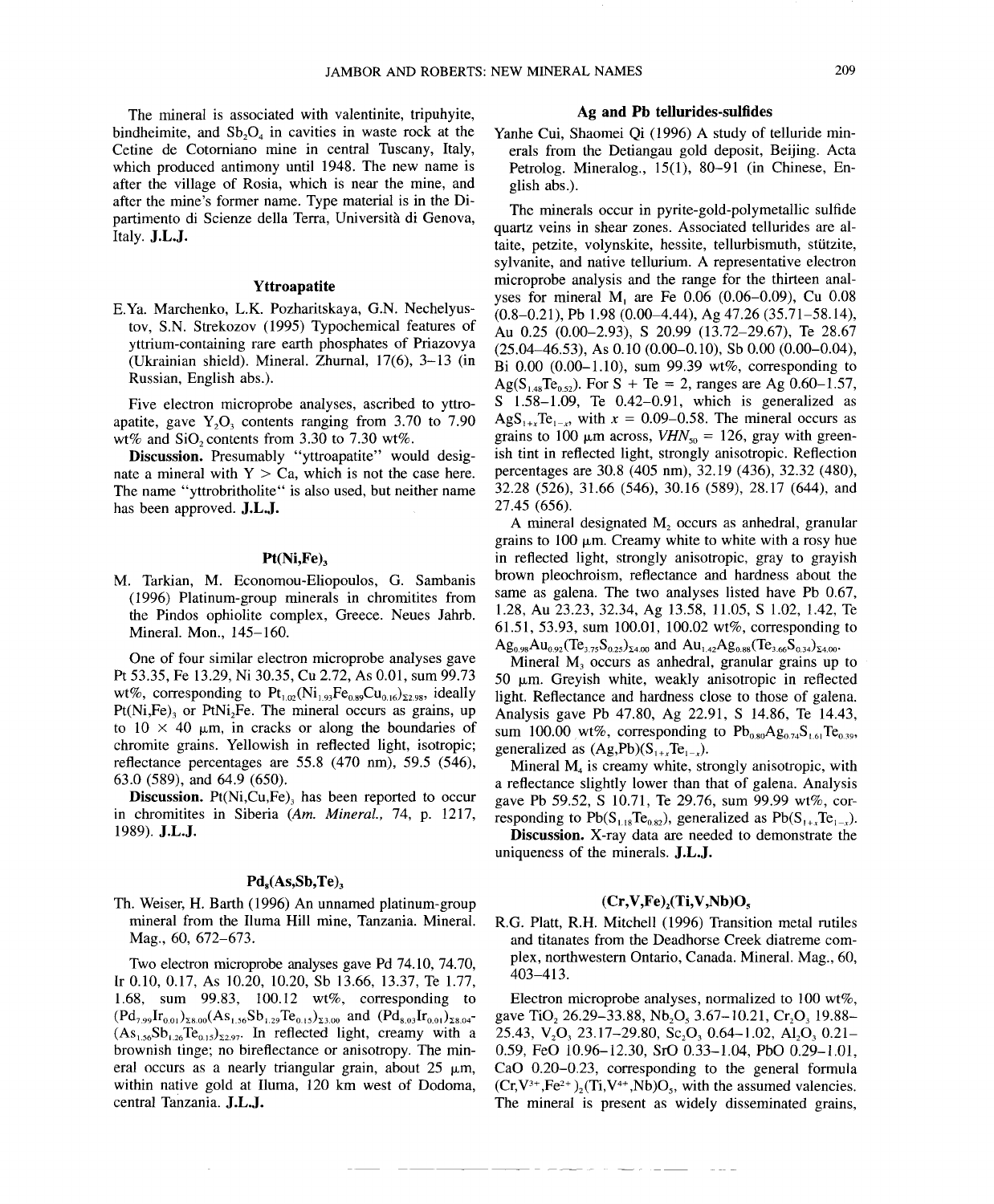The mineral is associated with valentinite, tripuhyite, bindheimite, and $Sb_2O_4$ in cavities in waste rock at the Cetine de Cotorniano mine in central Tuscany, Italy, which produced antimony until 1948. The new name is after the village of Rosia, which is near the mine, and after the mine's former name. Type material is in the Dipartimento di Scienze della Terra, Università di Genova, Italy. **J.L.J.**

### Yttroapatite

E.Ya. Marchenko, L.K. Pozharitskaya, G.N. Nechelyustov, S.N. Strekozov (1995) Typochemical features of yttrium-containing rare earth phosphates of Priazovya (Ukrainian shield). Mineral. Zhurnal, 17(6), 3–13 (in Russian, English abs.).

Five electron microprobe analyses, ascribed to yttroapatite, gave $Y_2O_3$ contents ranging from 3.70 to 7.90 wt% and $SiO_2$ contents from 3.30 to 7.30 wt%.

**Discussion.** Presumably "yttroapatite" would designate a mineral with Y > Ca, which is not the case here. The name "yttrobritholite" is also used, but neither name has been approved. **J.L.J.**

### Pt(Ni,Fe)$_3$

M. Tarkian, M. Economou-Eliopoulos, G. Sambanis (1996) Platinum-group minerals in chromitites from the Pindos ophiolite complex, Greece. Neues Jahrb. Mineral. Mon., 145–160.

One of four similar electron microprobe analyses gave Pt 53.35, Fe 13.29, Ni 30.35, Cu 2.72, As 0.01, sum 99.73 wt%, corresponding to $Pt_{1.02}(Ni_{1.93}Fe_{0.89}Cu_{0.16})_{\Sigma 2.98}$, ideally $Pt(Ni,Fe)_3$ or $PtNi_2Fe$. The mineral occurs as grains, up to 10 × 40 μm, in cracks or along the boundaries of chromite grains. Yellowish in reflected light, isotropic; reflectance percentages are 55.8 (470 nm), 59.5 (546), 63.0 (589), and 64.9 (650).

**Discussion.** $Pt(Ni,Cu,Fe)_3$ has been reported to occur in chromitites in Siberia (*Am. Mineral.*, 74, p. 1217, 1989). **J.L.J.**

### Pd$_8$(As,Sb,Te)$_3$

Th. Weiser, H. Barth (1996) An unnamed platinum-group mineral from the Iluma Hill mine, Tanzania. Mineral. Mag., 60, 672–673.

Two electron microprobe analyses gave Pd 74.10, 74.70, Ir 0.10, 0.17, As 10.20, 10.20, Sb 13.66, 13.37, Te 1.77, 1.68, sum 99.83, 100.12 wt%, corresponding to $(Pd_{7.99}Ir_{0.01})_{\Sigma 8.00}(As_{1.56}Sb_{1.29}Te_{0.15})_{\Sigma 3.00}$ and $(Pd_{8.03}Ir_{0.01})_{\Sigma 8.04}(As_{1.56}Sb_{1.26}Te_{0.15})_{\Sigma 2.97}$. In reflected light, creamy with a brownish tinge; no bireflectance or anisotropy. The mineral occurs as a nearly triangular grain, about 25 μm, within native gold at Iluma, 120 km west of Dodoma, central Tanzania. **J.L.J.**

### Ag and Pb tellurides-sulfides

Yanhe Cui, Shaomei Qi (1996) A study of telluride minerals from the Detiangau gold deposit, Beijing. Acta Petrolog. Mineralog., 15(1), 80–91 (in Chinese, English abs.).

The minerals occur in pyrite-gold-polymetallic sulfide quartz veins in shear zones. Associated tellurides are altaite, petzite, volynskite, hessite, tellurbismuth, stützite, sylvanite, and native tellurium. A representative electron microprobe analysis and the range for the thirteen analyses for mineral $M_1$ are Fe 0.06 (0.06–0.09), Cu 0.08 (0.8–0.21), Pb 1.98 (0.00–4.44), Ag 47.26 (35.71–58.14), Au 0.25 (0.00–2.93), S 20.99 (13.72–29.67), Te 28.67 (25.04–46.53), As 0.10 (0.00–0.10), Sb 0.00 (0.00–0.04), Bi 0.00 (0.00–1.10), sum 99.39 wt%, corresponding to $Ag(S_{1.48}Te_{0.52})$. For S + Te = 2, ranges are Ag 0.60–1.57, S 1.58–1.09, Te 0.42–0.91, which is generalized as $AgS_{1+x}Te_{1-x}$, with $x$ = 0.09–0.58. The mineral occurs as grains to 100 μm across, $VHN_{50}$ = 126, gray with greenish tint in reflected light, strongly anisotropic. Reflection percentages are 30.8 (405 nm), 32.19 (436), 32.32 (480), 32.28 (526), 31.66 (546), 30.16 (589), 28.17 (644), and 27.45 (656).

A mineral designated $M_2$ occurs as anhedral, granular grains to 100 μm. Creamy white to white with a rosy hue in reflected light, strongly anisotropic, gray to grayish brown pleochroism, reflectance and hardness about the same as galena. The two analyses listed have Pb 0.67, 1.28, Au 23.23, 32.34, Ag 13.58, 11.05, S 1.02, 1.42, Te 61.51, 53.93, sum 100.01, 100.02 wt%, corresponding to $Ag_{0.98}Au_{0.92}(Te_{3.75}S_{0.25})_{\Sigma 4.00}$ and $Au_{1.42}Ag_{0.88}(Te_{3.66}S_{0.34})_{\Sigma 4.00}$.

Mineral $M_3$ occurs as anhedral, granular grains up to 50 μm. Greyish white, weakly anisotropic in reflected light. Reflectance and hardness close to those of galena. Analysis gave Pb 47.80, Ag 22.91, S 14.86, Te 14.43, sum 100.00 wt%, corresponding to $Pb_{0.80}Ag_{0.74}S_{1.61}Te_{0.39}$, generalized as $(Ag,Pb)(S_{1+x}Te_{1-x})$.

Mineral $M_4$ is creamy white, strongly anisotropic, with a reflectance slightly lower than that of galena. Analysis gave Pb 59.52, S 10.71, Te 29.76, sum 99.99 wt%, corresponding to $Pb(S_{1.18}Te_{0.82})$, generalized as $Pb(S_{1+x}Te_{1-x})$.

**Discussion.** X-ray data are needed to demonstrate the uniqueness of the minerals. **J.L.J.**

### (Cr,V,Fe)$_2$(Ti,V,Nb)O$_5$

R.G. Platt, R.H. Mitchell (1996) Transition metal rutiles and titanates from the Deadhorse Creek diatreme complex, northwestern Ontario, Canada. Mineral. Mag., 60, 403–413.

Electron microprobe analyses, normalized to 100 wt%, gave $TiO_2$ 26.29–33.88, $Nb_2O_5$ 3.67–10.21, $Cr_2O_3$ 19.88–25.43, $V_2O_3$ 23.17–29.80, $Sc_2O_3$ 0.64–1.02, $Al_2O_3$ 0.21–0.59, FeO 10.96–12.30, SrO 0.33–1.04, PbO 0.29–1.01, CaO 0.20–0.23, corresponding to the general formula $(Cr,V^{3+},Fe^{2+})_2(Ti,V^{4+},Nb)O_5$, with the assumed valencies. The mineral is present as widely disseminated grains,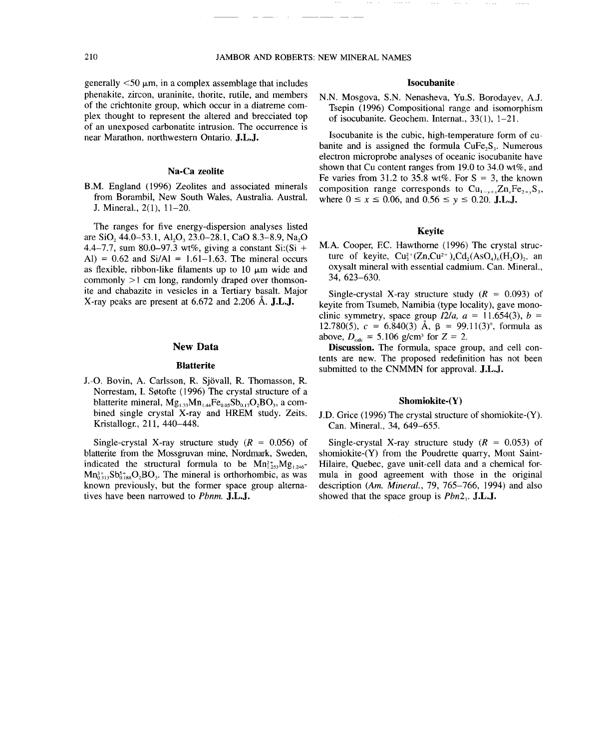generally <50 μm, in a complex assemblage that includes phenakite, zircon, uraninite, thorite, rutile, and members of the crichtonite group, which occur in a diatreme complex thought to represent the altered and brecciated top of an unexposed carbonatite intrusion. The occurrence is near Marathon, northwestern Ontario. **J.L.J.**

### Na-Ca zeolite

B.M. England (1996) Zeolites and associated minerals from Borambil, New South Wales, Australia. Austral. J. Mineral., 2(1), 11–20.

The ranges for five energy-dispersion analyses listed are $SiO_2$ 44.0–53.1, $Al_2O_3$ 23.0–28.1, CaO 8.3–8.9, $Na_2O$ 4.4–7.7, sum 80.0–97.3 wt%, giving a constant Si:(Si + Al) = 0.62 and Si/Al = 1.61–1.63. The mineral occurs as flexible, ribbon-like filaments up to 10 μm wide and commonly >1 cm long, randomly draped over thomsonite and chabazite in vesicles in a Tertiary basalt. Major X-ray peaks are present at 6.672 and 2.206 Å. **J.L.J.**

## New Data

### Blatterite

J.-O. Bovin, A. Carlsson, R. Sjövall, R. Thomasson, R. Norrestam, I. Søtofte (1996) The crystal structure of a blatterite mineral, $Mg_{1.33}Mn_{1.44}Fe_{0.05}Sb_{0.17}O_2BO_3$, a combined single crystal X-ray and HREM study. Zeits. Kristallogr., 211, 440–448.

Single-crystal X-ray structure study ($R$ = 0.056) of blatterite from the Mossgruvan mine, Nordmark, Sweden, indicated the structural formula to be $Mn^{2+}_{1.253}Mg_{1.246}Mn^{3+}_{0.313}Sb^{5+}_{0.188}O_2BO_3$. The mineral is orthorhombic, as was known previously, but the former space group alternatives have been narrowed to *Pbnm*. **J.L.J.**

### Isocubanite

N.N. Mosgova, S.N. Nenasheva, Yu.S. Borodayev, A.J. Tsepin (1996) Compositional range and isomorphism of isocubanite. Geochem. Internat., 33(1), 1–21.

Isocubanite is the cubic, high-temperature form of cubanite and is assigned the formula $CuFe_2S_3$. Numerous electron microprobe analyses of oceanic isocubanite have shown that Cu content ranges from 19.0 to 34.0 wt%, and Fe varies from 31.2 to 35.8 wt%. For S = 3, the known composition range corresponds to $Cu_{1-y+x}Zn_xFe_{2+y}S_3$, where $0 \leq x \leq 0.06$, and $0.56 \leq y \leq 0.20$. **J.L.J.**

### Keyite

M.A. Cooper, F.C. Hawthorne (1996) The crystal structure of keyite, $Cu^{2+}_3(Zn,Cu^{2+})_4Cd_2(AsO_4)_6(H_2O)_2$, an oxysalt mineral with essential cadmium. Can. Mineral., 34, 623–630.

Single-crystal X-ray structure study ($R$ = 0.093) of keyite from Tsumeb, Namibia (type locality), gave monoclinic symmetry, space group *I2/a*, $a$ = 11.654(3), $b$ = 12.780(5), $c$ = 6.840(3) Å, $\beta$ = 99.11(3)°, formula as above, $D_{calc}$ = 5.106 g/cm³ for $Z$ = 2.

**Discussion.** The formula, space group, and cell contents are new. The proposed redefinition has not been submitted to the CNMMN for approval. **J.L.J.**

### Shomiokite-(Y)

J.D. Grice (1996) The crystal structure of shomiokite-(Y). Can. Mineral., 34, 649–655.

Single-crystal X-ray structure study ($R$ = 0.053) of shomiokite-(Y) from the Poudrette quarry, Mont Saint-Hilaire, Quebec, gave unit-cell data and a chemical formula in good agreement with those in the original description (*Am. Mineral.*, 79, 765–766, 1994) and also showed that the space group is $Pbn2_1$. **J.L.J.**